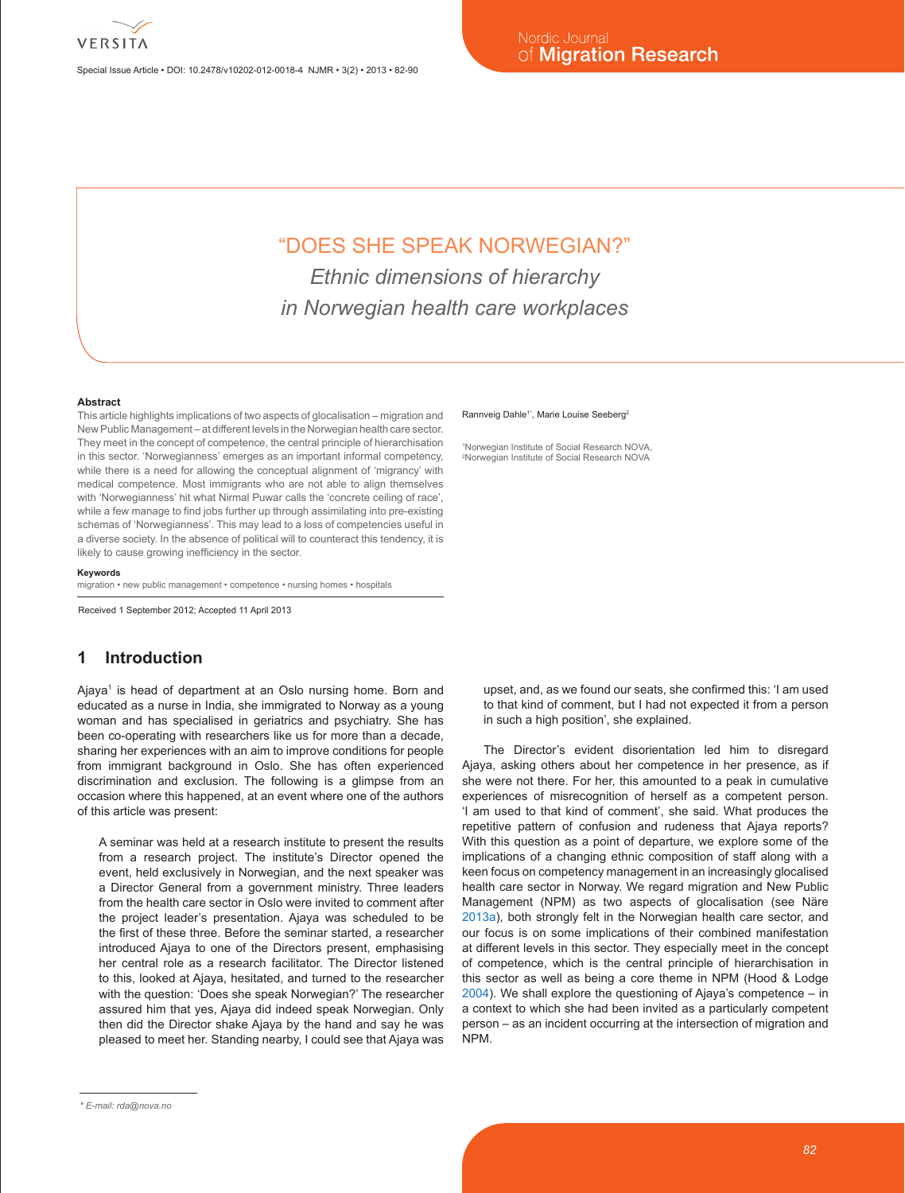# "DOES SHE SPEAK NORWEGIAN?"

## *Ethnic dimensions of hierarchy in Norwegian health care workplaces*

Rannveig Dahle[1*], Marie Louise Seeberg[2]

[1]Norwegian Institute of Social Research NOVA,
[2]Norwegian Institute of Social Research NOVA

**Abstract**

This article highlights implications of two aspects of glocalisation – migration and New Public Management – at different levels in the Norwegian health care sector. They meet in the concept of competence, the central principle of hierarchisation in this sector. 'Norwegianness' emerges as an important informal competency, while there is a need for allowing the conceptual alignment of 'migrancy' with medical competence. Most immigrants who are not able to align themselves with 'Norwegianness' hit what Nirmal Puwar calls the 'concrete ceiling of race', while a few manage to find jobs further up through assimilating into pre-existing schemas of 'Norwegianness'. This may lead to a loss of competencies useful in a diverse society. In the absence of political will to counteract this tendency, it is likely to cause growing inefficiency in the sector.

**Keywords**

migration • new public management • competence • nursing homes • hospitals

Received 1 September 2012; Accepted 11 April 2013

## 1 Introduction

Ajaya[1] is head of department at an Oslo nursing home. Born and educated as a nurse in India, she immigrated to Norway as a young woman and has specialised in geriatrics and psychiatry. She has been co-operating with researchers like us for more than a decade, sharing her experiences with an aim to improve conditions for people from immigrant background in Oslo. She has often experienced discrimination and exclusion. The following is a glimpse from an occasion where this happened, at an event where one of the authors of this article was present:

> A seminar was held at a research institute to present the results from a research project. The institute's Director opened the event, held exclusively in Norwegian, and the next speaker was a Director General from a government ministry. Three leaders from the health care sector in Oslo were invited to comment after the project leader's presentation. Ajaya was scheduled to be the first of these three. Before the seminar started, a researcher introduced Ajaya to one of the Directors present, emphasising her central role as a research facilitator. The Director listened to this, looked at Ajaya, hesitated, and turned to the researcher with the question: 'Does she speak Norwegian?' The researcher assured him that yes, Ajaya did indeed speak Norwegian. Only then did the Director shake Ajaya by the hand and say he was pleased to meet her. Standing nearby, I could see that Ajaya was upset, and, as we found our seats, she confirmed this: 'I am used to that kind of comment, but I had not expected it from a person in such a high position', she explained.

The Director's evident disorientation led him to disregard Ajaya, asking others about her competence in her presence, as if she were not there. For her, this amounted to a peak in cumulative experiences of misrecognition of herself as a competent person. 'I am used to that kind of comment', she said. What produces the repetitive pattern of confusion and rudeness that Ajaya reports? With this question as a point of departure, we explore some of the implications of a changing ethnic composition of staff along with a keen focus on competency management in an increasingly glocalised health care sector in Norway. We regard migration and New Public Management (NPM) as two aspects of glocalisation (see Näre 2013a), both strongly felt in the Norwegian health care sector, and our focus is on some implications of their combined manifestation at different levels in this sector. They especially meet in the concept of competence, which is the central principle of hierarchisation in this sector as well as being a core theme in NPM (Hood & Lodge 2004). We shall explore the questioning of Ajaya's competence – in a context to which she had been invited as a particularly competent person – as an incident occurring at the intersection of migration and NPM.

\* E-mail: rda@nova.no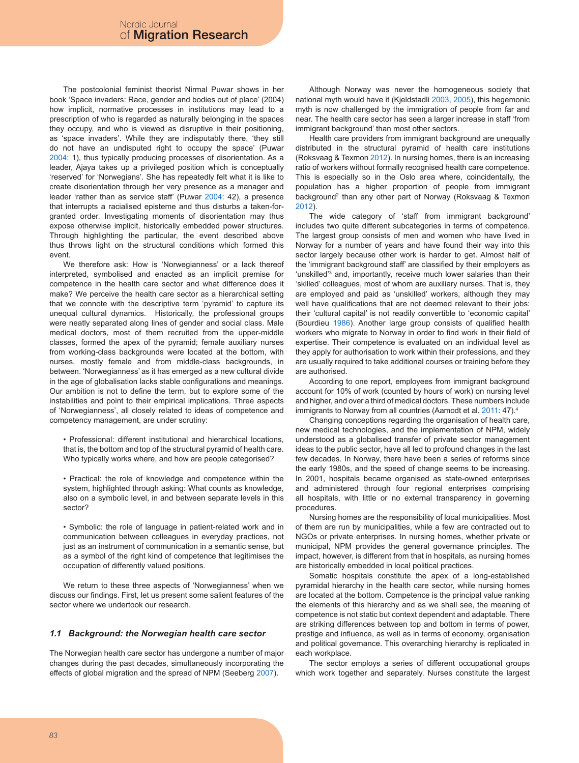The postcolonial feminist theorist Nirmal Puwar shows in her book 'Space invaders: Race, gender and bodies out of place' (2004) how implicit, normative processes in institutions may lead to a prescription of who is regarded as naturally belonging in the spaces they occupy, and who is viewed as disruptive in their positioning, as 'space invaders'. While they are indisputably there, 'they still do not have an undisputed right to occupy the space' (Puwar 2004: 1), thus typically producing processes of disorientation. As a leader, Ajaya takes up a privileged position which is conceptually 'reserved' for 'Norwegians'. She has repeatedly felt what it is like to create disorientation through her very presence as a manager and leader 'rather than as service staff' (Puwar 2004: 42), a presence that interrupts a racialised episteme and thus disturbs a taken-for-granted order. Investigating moments of disorientation may thus expose otherwise implicit, historically embedded power structures. Through highlighting the particular, the event described above thus throws light on the structural conditions which formed this event.

We therefore ask: How is 'Norwegianness' or a lack thereof interpreted, symbolised and enacted as an implicit premise for competence in the health care sector and what difference does it make? We perceive the health care sector as a hierarchical setting that we connote with the descriptive term 'pyramid' to capture its unequal cultural dynamics. Historically, the professional groups were neatly separated along lines of gender and social class. Male medical doctors, most of them recruited from the upper-middle classes, formed the apex of the pyramid; female auxiliary nurses from working-class backgrounds were located at the bottom, with nurses, mostly female and from middle-class backgrounds, in between. 'Norwegianness' as it has emerged as a new cultural divide in the age of globalisation lacks stable configurations and meanings. Our ambition is not to define the term, but to explore some of the instabilities and point to their empirical implications. Three aspects of 'Norwegianness', all closely related to ideas of competence and competency management, are under scrutiny:

- Professional: different institutional and hierarchical locations, that is, the bottom and top of the structural pyramid of health care. Who typically works where, and how are people categorised?

- Practical: the role of knowledge and competence within the system, highlighted through asking: What counts as knowledge, also on a symbolic level, in and between separate levels in this sector?

- Symbolic: the role of language in patient-related work and in communication between colleagues in everyday practices, not just as an instrument of communication in a semantic sense, but as a symbol of the right kind of competence that legitimises the occupation of differently valued positions.

We return to these three aspects of 'Norwegianness' when we discuss our findings. First, let us present some salient features of the sector where we undertook our research.

### *1.1 Background: the Norwegian health care sector*

The Norwegian health care sector has undergone a number of major changes during the past decades, simultaneously incorporating the effects of global migration and the spread of NPM (Seeberg 2007).

Although Norway was never the homogeneous society that national myth would have it (Kjeldstadli 2003, 2005), this hegemonic myth is now challenged by the immigration of people from far and near. The health care sector has seen a larger increase in staff 'from immigrant background' than most other sectors.

Health care providers from immigrant background are unequally distributed in the structural pyramid of health care institutions (Roksvaag & Texmon 2012). In nursing homes, there is an increasing ratio of workers without formally recognised health care competence. This is especially so in the Oslo area where, coincidentally, the population has a higher proportion of people from immigrant background[2] than any other part of Norway (Roksvaag & Texmon 2012).

The wide category of 'staff from immigrant background' includes two quite different subcategories in terms of competence. The largest group consists of men and women who have lived in Norway for a number of years and have found their way into this sector largely because other work is harder to get. Almost half of the 'immigrant background staff' are classified by their employers as 'unskilled'[3] and, importantly, receive much lower salaries than their 'skilled' colleagues, most of whom are auxiliary nurses. That is, they are employed and paid as 'unskilled' workers, although they may well have qualifications that are not deemed relevant to their jobs: their 'cultural capital' is not readily convertible to 'economic capital' (Bourdieu 1986). Another large group consists of qualified health workers who migrate to Norway in order to find work in their field of expertise. Their competence is evaluated on an individual level as they apply for authorisation to work within their professions, and they are usually required to take additional courses or training before they are authorised.

According to one report, employees from immigrant background account for 10% of work (counted by hours of work) on nursing level and higher, and over a third of medical doctors. These numbers include immigrants to Norway from all countries (Aamodt et al. 2011: 47).[4]

Changing conceptions regarding the organisation of health care, new medical technologies, and the implementation of NPM, widely understood as a globalised transfer of private sector management ideas to the public sector, have all led to profound changes in the last few decades. In Norway, there have been a series of reforms since the early 1980s, and the speed of change seems to be increasing. In 2001, hospitals became organised as state-owned enterprises and administered through four regional enterprises comprising all hospitals, with little or no external transparency in governing procedures.

Nursing homes are the responsibility of local municipalities. Most of them are run by municipalities, while a few are contracted out to NGOs or private enterprises. In nursing homes, whether private or municipal, NPM provides the general governance principles. The impact, however, is different from that in hospitals, as nursing homes are historically embedded in local political practices.

Somatic hospitals constitute the apex of a long-established pyramidal hierarchy in the health care sector, while nursing homes are located at the bottom. Competence is the principal value ranking the elements of this hierarchy and as we shall see, the meaning of competence is not static but context dependent and adaptable. There are striking differences between top and bottom in terms of power, prestige and influence, as well as in terms of economy, organisation and political governance. This overarching hierarchy is replicated in each workplace.

The sector employs a series of different occupational groups which work together and separately. Nurses constitute the largest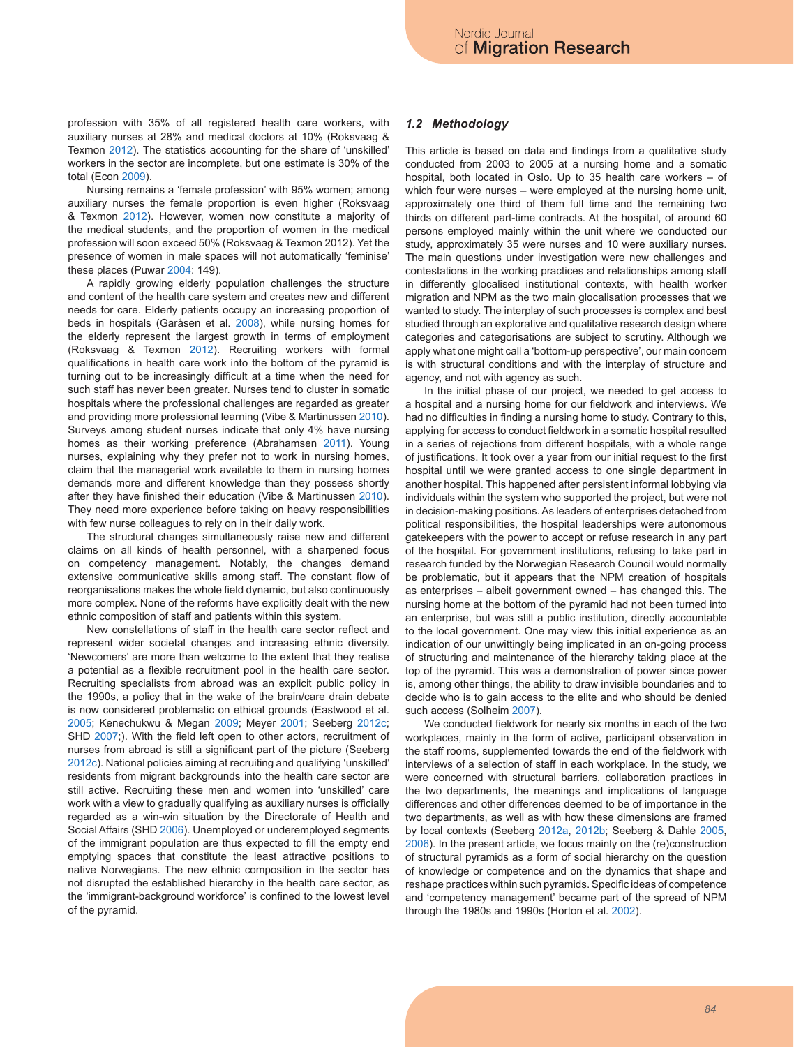profession with 35% of all registered health care workers, with auxiliary nurses at 28% and medical doctors at 10% (Roksvaag & Texmon 2012). The statistics accounting for the share of 'unskilled' workers in the sector are incomplete, but one estimate is 30% of the total (Econ 2009).

Nursing remains a 'female profession' with 95% women; among auxiliary nurses the female proportion is even higher (Roksvaag & Texmon 2012). However, women now constitute a majority of the medical students, and the proportion of women in the medical profession will soon exceed 50% (Roksvaag & Texmon 2012). Yet the presence of women in male spaces will not automatically 'feminise' these places (Puwar 2004: 149).

A rapidly growing elderly population challenges the structure and content of the health care system and creates new and different needs for care. Elderly patients occupy an increasing proportion of beds in hospitals (Garåsen et al. 2008), while nursing homes for the elderly represent the largest growth in terms of employment (Roksvaag & Texmon 2012). Recruiting workers with formal qualifications in health care work into the bottom of the pyramid is turning out to be increasingly difficult at a time when the need for such staff has never been greater. Nurses tend to cluster in somatic hospitals where the professional challenges are regarded as greater and providing more professional learning (Vibe & Martinussen 2010). Surveys among student nurses indicate that only 4% have nursing homes as their working preference (Abrahamsen 2011). Young nurses, explaining why they prefer not to work in nursing homes, claim that the managerial work available to them in nursing homes demands more and different knowledge than they possess shortly after they have finished their education (Vibe & Martinussen 2010). They need more experience before taking on heavy responsibilities with few nurse colleagues to rely on in their daily work.

The structural changes simultaneously raise new and different claims on all kinds of health personnel, with a sharpened focus on competency management. Notably, the changes demand extensive communicative skills among staff. The constant flow of reorganisations makes the whole field dynamic, but also continuously more complex. None of the reforms have explicitly dealt with the new ethnic composition of staff and patients within this system.

New constellations of staff in the health care sector reflect and represent wider societal changes and increasing ethnic diversity. 'Newcomers' are more than welcome to the extent that they realise a potential as a flexible recruitment pool in the health care sector. Recruiting specialists from abroad was an explicit public policy in the 1990s, a policy that in the wake of the brain/care drain debate is now considered problematic on ethical grounds (Eastwood et al. 2005; Kenechukwu & Megan 2009; Meyer 2001; Seeberg 2012c; SHD 2007;). With the field left open to other actors, recruitment of nurses from abroad is still a significant part of the picture (Seeberg 2012c). National policies aiming at recruiting and qualifying 'unskilled' residents from migrant backgrounds into the health care sector are still active. Recruiting these men and women into 'unskilled' care work with a view to gradually qualifying as auxiliary nurses is officially regarded as a win-win situation by the Directorate of Health and Social Affairs (SHD 2006). Unemployed or underemployed segments of the immigrant population are thus expected to fill the empty end emptying spaces that constitute the least attractive positions to native Norwegians. The new ethnic composition in the sector has not disrupted the established hierarchy in the health care sector, as the 'immigrant-background workforce' is confined to the lowest level of the pyramid.

### *1.2 Methodology*

This article is based on data and findings from a qualitative study conducted from 2003 to 2005 at a nursing home and a somatic hospital, both located in Oslo. Up to 35 health care workers – of which four were nurses – were employed at the nursing home unit, approximately one third of them full time and the remaining two thirds on different part-time contracts. At the hospital, of around 60 persons employed mainly within the unit where we conducted our study, approximately 35 were nurses and 10 were auxiliary nurses. The main questions under investigation were new challenges and contestations in the working practices and relationships among staff in differently glocalised institutional contexts, with health worker migration and NPM as the two main glocalisation processes that we wanted to study. The interplay of such processes is complex and best studied through an explorative and qualitative research design where categories and categorisations are subject to scrutiny. Although we apply what one might call a 'bottom-up perspective', our main concern is with structural conditions and with the interplay of structure and agency, and not with agency as such.

In the initial phase of our project, we needed to get access to a hospital and a nursing home for our fieldwork and interviews. We had no difficulties in finding a nursing home to study. Contrary to this, applying for access to conduct fieldwork in a somatic hospital resulted in a series of rejections from different hospitals, with a whole range of justifications. It took over a year from our initial request to the first hospital until we were granted access to one single department in another hospital. This happened after persistent informal lobbying via individuals within the system who supported the project, but were not in decision-making positions. As leaders of enterprises detached from political responsibilities, the hospital leaderships were autonomous gatekeepers with the power to accept or refuse research in any part of the hospital. For government institutions, refusing to take part in research funded by the Norwegian Research Council would normally be problematic, but it appears that the NPM creation of hospitals as enterprises – albeit government owned – has changed this. The nursing home at the bottom of the pyramid had not been turned into an enterprise, but was still a public institution, directly accountable to the local government. One may view this initial experience as an indication of our unwittingly being implicated in an on-going process of structuring and maintenance of the hierarchy taking place at the top of the pyramid. This was a demonstration of power since power is, among other things, the ability to draw invisible boundaries and to decide who is to gain access to the elite and who should be denied such access (Solheim 2007).

We conducted fieldwork for nearly six months in each of the two workplaces, mainly in the form of active, participant observation in the staff rooms, supplemented towards the end of the fieldwork with interviews of a selection of staff in each workplace. In the study, we were concerned with structural barriers, collaboration practices in the two departments, the meanings and implications of language differences and other differences deemed to be of importance in the two departments, as well as with how these dimensions are framed by local contexts (Seeberg 2012a, 2012b; Seeberg & Dahle 2005, 2006). In the present article, we focus mainly on the (re)construction of structural pyramids as a form of social hierarchy on the question of knowledge or competence and on the dynamics that shape and reshape practices within such pyramids. Specific ideas of competence and 'competency management' became part of the spread of NPM through the 1980s and 1990s (Horton et al. 2002).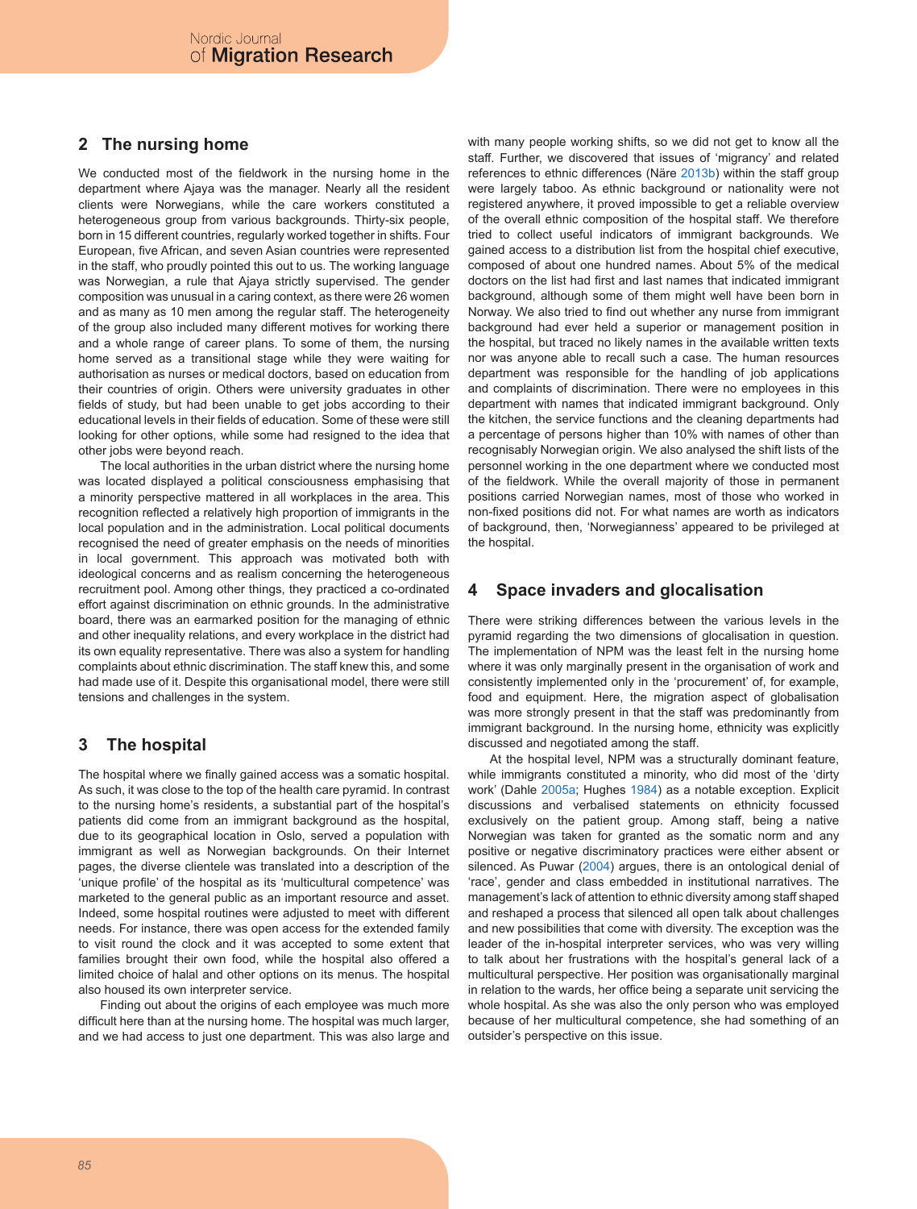## 2 The nursing home

We conducted most of the fieldwork in the nursing home in the department where Ajaya was the manager. Nearly all the resident clients were Norwegians, while the care workers constituted a heterogeneous group from various backgrounds. Thirty-six people, born in 15 different countries, regularly worked together in shifts. Four European, five African, and seven Asian countries were represented in the staff, who proudly pointed this out to us. The working language was Norwegian, a rule that Ajaya strictly supervised. The gender composition was unusual in a caring context, as there were 26 women and as many as 10 men among the regular staff. The heterogeneity of the group also included many different motives for working there and a whole range of career plans. To some of them, the nursing home served as a transitional stage while they were waiting for authorisation as nurses or medical doctors, based on education from their countries of origin. Others were university graduates in other fields of study, but had been unable to get jobs according to their educational levels in their fields of education. Some of these were still looking for other options, while some had resigned to the idea that other jobs were beyond reach.

The local authorities in the urban district where the nursing home was located displayed a political consciousness emphasising that a minority perspective mattered in all workplaces in the area. This recognition reflected a relatively high proportion of immigrants in the local population and in the administration. Local political documents recognised the need of greater emphasis on the needs of minorities in local government. This approach was motivated both with ideological concerns and as realism concerning the heterogeneous recruitment pool. Among other things, they practiced a co-ordinated effort against discrimination on ethnic grounds. In the administrative board, there was an earmarked position for the managing of ethnic and other inequality relations, and every workplace in the district had its own equality representative. There was also a system for handling complaints about ethnic discrimination. The staff knew this, and some had made use of it. Despite this organisational model, there were still tensions and challenges in the system.

## 3 The hospital

The hospital where we finally gained access was a somatic hospital. As such, it was close to the top of the health care pyramid. In contrast to the nursing home's residents, a substantial part of the hospital's patients did come from an immigrant background as the hospital, due to its geographical location in Oslo, served a population with immigrant as well as Norwegian backgrounds. On their Internet pages, the diverse clientele was translated into a description of the 'unique profile' of the hospital as its 'multicultural competence' was marketed to the general public as an important resource and asset. Indeed, some hospital routines were adjusted to meet with different needs. For instance, there was open access for the extended family to visit round the clock and it was accepted to some extent that families brought their own food, while the hospital also offered a limited choice of halal and other options on its menus. The hospital also housed its own interpreter service.

Finding out about the origins of each employee was much more difficult here than at the nursing home. The hospital was much larger, and we had access to just one department. This was also large and with many people working shifts, so we did not get to know all the staff. Further, we discovered that issues of 'migrancy' and related references to ethnic differences (Näre 2013b) within the staff group were largely taboo. As ethnic background or nationality were not registered anywhere, it proved impossible to get a reliable overview of the overall ethnic composition of the hospital staff. We therefore tried to collect useful indicators of immigrant backgrounds. We gained access to a distribution list from the hospital chief executive, composed of about one hundred names. About 5% of the medical doctors on the list had first and last names that indicated immigrant background, although some of them might well have been born in Norway. We also tried to find out whether any nurse from immigrant background had ever held a superior or management position in the hospital, but traced no likely names in the available written texts nor was anyone able to recall such a case. The human resources department was responsible for the handling of job applications and complaints of discrimination. There were no employees in this department with names that indicated immigrant background. Only the kitchen, the service functions and the cleaning departments had a percentage of persons higher than 10% with names of other than recognisably Norwegian origin. We also analysed the shift lists of the personnel working in the one department where we conducted most of the fieldwork. While the overall majority of those in permanent positions carried Norwegian names, most of those who worked in non-fixed positions did not. For what names are worth as indicators of background, then, 'Norwegianness' appeared to be privileged at the hospital.

## 4 Space invaders and glocalisation

There were striking differences between the various levels in the pyramid regarding the two dimensions of glocalisation in question. The implementation of NPM was the least felt in the nursing home where it was only marginally present in the organisation of work and consistently implemented only in the 'procurement' of, for example, food and equipment. Here, the migration aspect of globalisation was more strongly present in that the staff was predominantly from immigrant background. In the nursing home, ethnicity was explicitly discussed and negotiated among the staff.

At the hospital level, NPM was a structurally dominant feature, while immigrants constituted a minority, who did most of the 'dirty work' (Dahle 2005a; Hughes 1984) as a notable exception. Explicit discussions and verbalised statements on ethnicity focussed exclusively on the patient group. Among staff, being a native Norwegian was taken for granted as the somatic norm and any positive or negative discriminatory practices were either absent or silenced. As Puwar (2004) argues, there is an ontological denial of 'race', gender and class embedded in institutional narratives. The management's lack of attention to ethnic diversity among staff shaped and reshaped a process that silenced all open talk about challenges and new possibilities that come with diversity. The exception was the leader of the in-hospital interpreter services, who was very willing to talk about her frustrations with the hospital's general lack of a multicultural perspective. Her position was organisationally marginal in relation to the wards, her office being a separate unit servicing the whole hospital. As she was also the only person who was employed because of her multicultural competence, she had something of an outsider's perspective on this issue.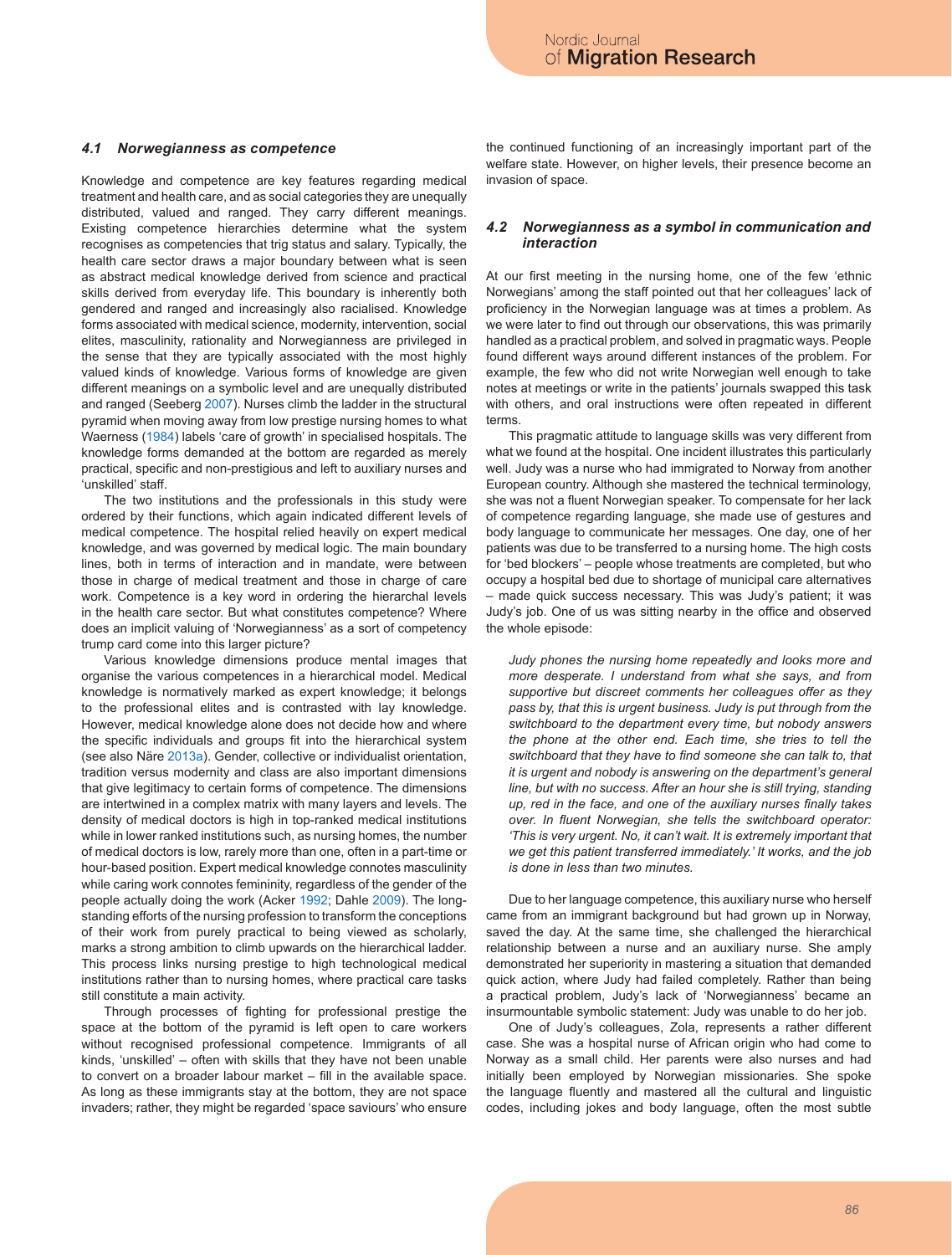### *4.1 Norwegianness as competence*

Knowledge and competence are key features regarding medical treatment and health care, and as social categories they are unequally distributed, valued and ranged. They carry different meanings. Existing competence hierarchies determine what the system recognises as competencies that trig status and salary. Typically, the health care sector draws a major boundary between what is seen as abstract medical knowledge derived from science and practical skills derived from everyday life. This boundary is inherently both gendered and ranged and increasingly also racialised. Knowledge forms associated with medical science, modernity, intervention, social elites, masculinity, rationality and Norwegianness are privileged in the sense that they are typically associated with the most highly valued kinds of knowledge. Various forms of knowledge are given different meanings on a symbolic level and are unequally distributed and ranged (Seeberg 2007). Nurses climb the ladder in the structural pyramid when moving away from low prestige nursing homes to what Waerness (1984) labels 'care of growth' in specialised hospitals. The knowledge forms demanded at the bottom are regarded as merely practical, specific and non-prestigious and left to auxiliary nurses and 'unskilled' staff.

The two institutions and the professionals in this study were ordered by their functions, which again indicated different levels of medical competence. The hospital relied heavily on expert medical knowledge, and was governed by medical logic. The main boundary lines, both in terms of interaction and in mandate, were between those in charge of medical treatment and those in charge of care work. Competence is a key word in ordering the hierarchal levels in the health care sector. But what constitutes competence? Where does an implicit valuing of 'Norwegianness' as a sort of competency trump card come into this larger picture?

Various knowledge dimensions produce mental images that organise the various competences in a hierarchical model. Medical knowledge is normatively marked as expert knowledge; it belongs to the professional elites and is contrasted with lay knowledge. However, medical knowledge alone does not decide how and where the specific individuals and groups fit into the hierarchical system (see also Näre 2013a). Gender, collective or individualist orientation, tradition versus modernity and class are also important dimensions that give legitimacy to certain forms of competence. The dimensions are intertwined in a complex matrix with many layers and levels. The density of medical doctors is high in top-ranked medical institutions while in lower ranked institutions such, as nursing homes, the number of medical doctors is low, rarely more than one, often in a part-time or hour-based position. Expert medical knowledge connotes masculinity while caring work connotes femininity, regardless of the gender of the people actually doing the work (Acker 1992; Dahle 2009). The long-standing efforts of the nursing profession to transform the conceptions of their work from purely practical to being viewed as scholarly, marks a strong ambition to climb upwards on the hierarchical ladder. This process links nursing prestige to high technological medical institutions rather than to nursing homes, where practical care tasks still constitute a main activity.

Through processes of fighting for professional prestige the space at the bottom of the pyramid is left open to care workers without recognised professional competence. Immigrants of all kinds, 'unskilled' – often with skills that they have not been unable to convert on a broader labour market – fill in the available space. As long as these immigrants stay at the bottom, they are not space invaders; rather, they might be regarded 'space saviours' who ensure the continued functioning of an increasingly important part of the welfare state. However, on higher levels, their presence become an invasion of space.

### *4.2 Norwegianness as a symbol in communication and interaction*

At our first meeting in the nursing home, one of the few 'ethnic Norwegians' among the staff pointed out that her colleagues' lack of proficiency in the Norwegian language was at times a problem. As we were later to find out through our observations, this was primarily handled as a practical problem, and solved in pragmatic ways. People found different ways around different instances of the problem. For example, the few who did not write Norwegian well enough to take notes at meetings or write in the patients' journals swapped this task with others, and oral instructions were often repeated in different terms.

This pragmatic attitude to language skills was very different from what we found at the hospital. One incident illustrates this particularly well. Judy was a nurse who had immigrated to Norway from another European country. Although she mastered the technical terminology, she was not a fluent Norwegian speaker. To compensate for her lack of competence regarding language, she made use of gestures and body language to communicate her messages. One day, one of her patients was due to be transferred to a nursing home. The high costs for 'bed blockers' – people whose treatments are completed, but who occupy a hospital bed due to shortage of municipal care alternatives – made quick success necessary. This was Judy's patient; it was Judy's job. One of us was sitting nearby in the office and observed the whole episode:

> *Judy phones the nursing home repeatedly and looks more and more desperate. I understand from what she says, and from supportive but discreet comments her colleagues offer as they pass by, that this is urgent business. Judy is put through from the switchboard to the department every time, but nobody answers the phone at the other end. Each time, she tries to tell the switchboard that they have to find someone she can talk to, that it is urgent and nobody is answering on the department's general line, but with no success. After an hour she is still trying, standing up, red in the face, and one of the auxiliary nurses finally takes over. In fluent Norwegian, she tells the switchboard operator: 'This is very urgent. No, it can't wait. It is extremely important that we get this patient transferred immediately.' It works, and the job is done in less than two minutes.*

Due to her language competence, this auxiliary nurse who herself came from an immigrant background but had grown up in Norway, saved the day. At the same time, she challenged the hierarchical relationship between a nurse and an auxiliary nurse. She amply demonstrated her superiority in mastering a situation that demanded quick action, where Judy had failed completely. Rather than being a practical problem, Judy's lack of 'Norwegianness' became an insurmountable symbolic statement: Judy was unable to do her job.

One of Judy's colleagues, Zola, represents a rather different case. She was a hospital nurse of African origin who had come to Norway as a small child. Her parents were also nurses and had initially been employed by Norwegian missionaries. She spoke the language fluently and mastered all the cultural and linguistic codes, including jokes and body language, often the most subtle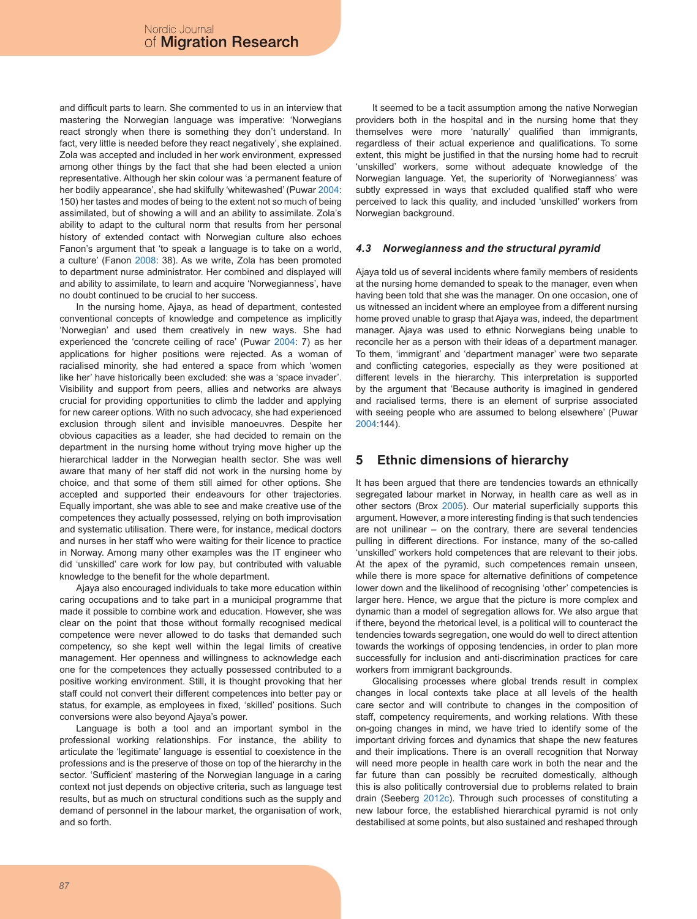and difficult parts to learn. She commented to us in an interview that mastering the Norwegian language was imperative: 'Norwegians react strongly when there is something they don't understand. In fact, very little is needed before they react negatively', she explained. Zola was accepted and included in her work environment, expressed among other things by the fact that she had been elected a union representative. Although her skin colour was 'a permanent feature of her bodily appearance', she had skilfully 'whitewashed' (Puwar 2004: 150) her tastes and modes of being to the extent not so much of being assimilated, but of showing a will and an ability to assimilate. Zola's ability to adapt to the cultural norm that results from her personal history of extended contact with Norwegian culture also echoes Fanon's argument that 'to speak a language is to take on a world, a culture' (Fanon 2008: 38). As we write, Zola has been promoted to department nurse administrator. Her combined and displayed will and ability to assimilate, to learn and acquire 'Norwegianness', have no doubt continued to be crucial to her success.

In the nursing home, Ajaya, as head of department, contested conventional concepts of knowledge and competence as implicitly 'Norwegian' and used them creatively in new ways. She had experienced the 'concrete ceiling of race' (Puwar 2004: 7) as her applications for higher positions were rejected. As a woman of racialised minority, she had entered a space from which 'women like her' have historically been excluded: she was a 'space invader'. Visibility and support from peers, allies and networks are always crucial for providing opportunities to climb the ladder and applying for new career options. With no such advocacy, she had experienced exclusion through silent and invisible manoeuvres. Despite her obvious capacities as a leader, she had decided to remain on the department in the nursing home without trying move higher up the hierarchical ladder in the Norwegian health sector. She was well aware that many of her staff did not work in the nursing home by choice, and that some of them still aimed for other options. She accepted and supported their endeavours for other trajectories. Equally important, she was able to see and make creative use of the competences they actually possessed, relying on both improvisation and systematic utilisation. There were, for instance, medical doctors and nurses in her staff who were waiting for their licence to practice in Norway. Among many other examples was the IT engineer who did 'unskilled' care work for low pay, but contributed with valuable knowledge to the benefit for the whole department.

Ajaya also encouraged individuals to take more education within caring occupations and to take part in a municipal programme that made it possible to combine work and education. However, she was clear on the point that those without formally recognised medical competence were never allowed to do tasks that demanded such competency, so she kept well within the legal limits of creative management. Her openness and willingness to acknowledge each one for the competences they actually possessed contributed to a positive working environment. Still, it is thought provoking that her staff could not convert their different competences into better pay or status, for example, as employees in fixed, 'skilled' positions. Such conversions were also beyond Ajaya's power.

Language is both a tool and an important symbol in the professional working relationships. For instance, the ability to articulate the 'legitimate' language is essential to coexistence in the professions and is the preserve of those on top of the hierarchy in the sector. 'Sufficient' mastering of the Norwegian language in a caring context not just depends on objective criteria, such as language test results, but as much on structural conditions such as the supply and demand of personnel in the labour market, the organisation of work, and so forth.

It seemed to be a tacit assumption among the native Norwegian providers both in the hospital and in the nursing home that they themselves were more 'naturally' qualified than immigrants, regardless of their actual experience and qualifications. To some extent, this might be justified in that the nursing home had to recruit 'unskilled' workers, some without adequate knowledge of the Norwegian language. Yet, the superiority of 'Norwegianness' was subtly expressed in ways that excluded qualified staff who were perceived to lack this quality, and included 'unskilled' workers from Norwegian background.

### *4.3 Norwegianness and the structural pyramid*

Ajaya told us of several incidents where family members of residents at the nursing home demanded to speak to the manager, even when having been told that she was the manager. On one occasion, one of us witnessed an incident where an employee from a different nursing home proved unable to grasp that Ajaya was, indeed, the department manager. Norwegians being unable to reconcile her as a person with their ideas of a department manager. To them, 'immigrant' and 'department manager' were two separate and conflicting categories, especially as they were positioned at different levels in the hierarchy. This interpretation is supported by the argument that 'Because authority is imagined in gendered and racialised terms, there is an element of surprise associated with seeing people who are assumed to belong elsewhere' (Puwar 2004:144).

## 5 Ethnic dimensions of hierarchy

It has been argued that there are tendencies towards an ethnically segregated labour market in Norway, in health care as well as in other sectors (Brox 2005). Our material superficially supports this argument. However, a more interesting finding is that such tendencies are not unilinear – on the contrary, there are several tendencies pulling in different directions. For instance, many of the so-called 'unskilled' workers hold competences that are relevant to their jobs. At the apex of the pyramid, such competences remain unseen, while there is more space for alternative definitions of competence lower down and the likelihood of recognising 'other' competencies is larger here. Hence, we argue that the picture is more complex and dynamic than a model of segregation allows for. We also argue that if there, beyond the rhetorical level, is a political will to counteract the tendencies towards segregation, one would do well to direct attention towards the workings of opposing tendencies, in order to plan more successfully for inclusion and anti-discrimination practices for care workers from immigrant backgrounds.

Glocalising processes where global trends result in complex changes in local contexts take place at all levels of the health care sector and will contribute to changes in the composition of staff, competency requirements, and working relations. With these on-going changes in mind, we have tried to identify some of the important driving forces and dynamics that shape the new features and their implications. There is an overall recognition that Norway will need more people in health care work in both the near and the far future than can possibly be recruited domestically, although this is also politically controversial due to problems related to brain drain (Seeberg 2012c). Through such processes of constituting a new labour force, the established hierarchical pyramid is not only destabilised at some points, but also sustained and reshaped through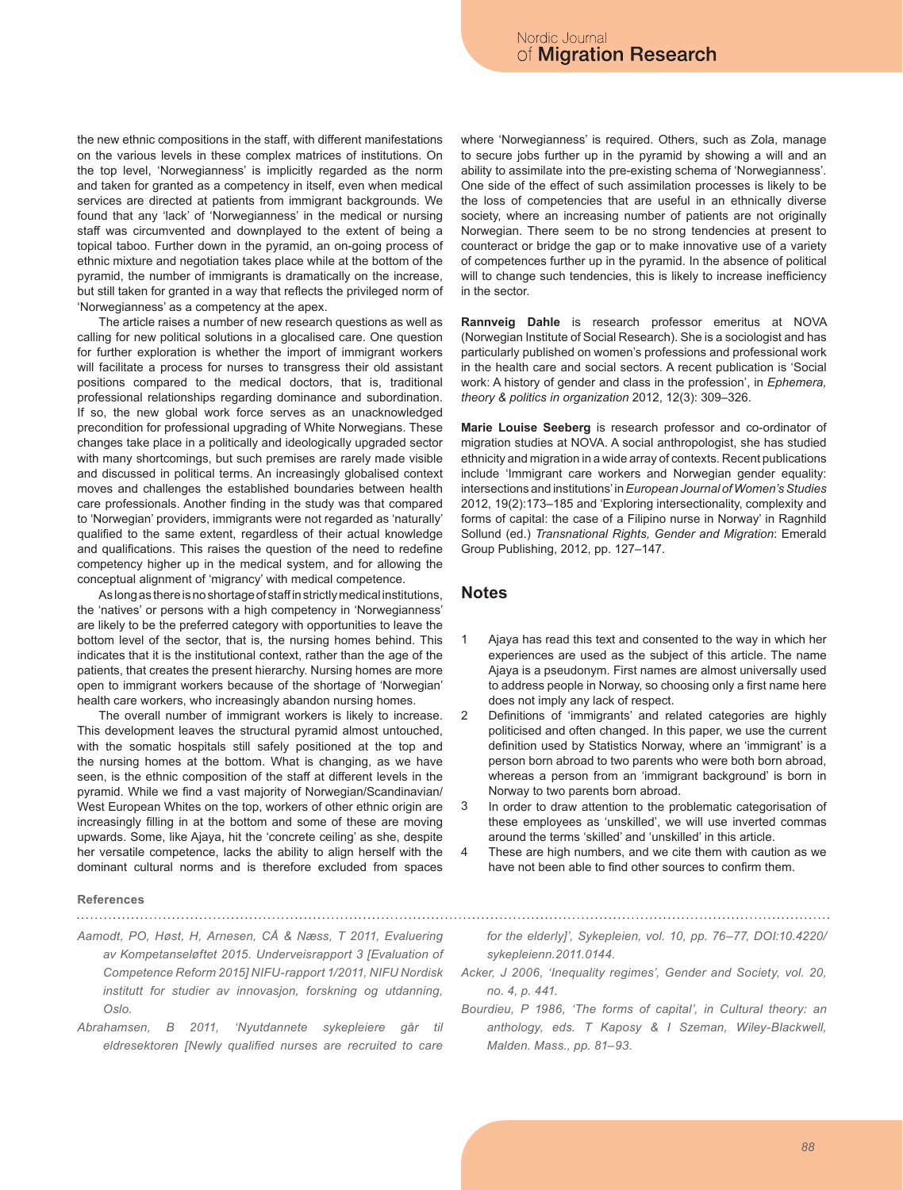the new ethnic compositions in the staff, with different manifestations on the various levels in these complex matrices of institutions. On the top level, 'Norwegianness' is implicitly regarded as the norm and taken for granted as a competency in itself, even when medical services are directed at patients from immigrant backgrounds. We found that any 'lack' of 'Norwegianness' in the medical or nursing staff was circumvented and downplayed to the extent of being a topical taboo. Further down in the pyramid, an on-going process of ethnic mixture and negotiation takes place while at the bottom of the pyramid, the number of immigrants is dramatically on the increase, but still taken for granted in a way that reflects the privileged norm of 'Norwegianness' as a competency at the apex.

The article raises a number of new research questions as well as calling for new political solutions in a glocalised care. One question for further exploration is whether the import of immigrant workers will facilitate a process for nurses to transgress their old assistant positions compared to the medical doctors, that is, traditional professional relationships regarding dominance and subordination. If so, the new global work force serves as an unacknowledged precondition for professional upgrading of White Norwegians. These changes take place in a politically and ideologically upgraded sector with many shortcomings, but such premises are rarely made visible and discussed in political terms. An increasingly globalised context moves and challenges the established boundaries between health care professionals. Another finding in the study was that compared to 'Norwegian' providers, immigrants were not regarded as 'naturally' qualified to the same extent, regardless of their actual knowledge and qualifications. This raises the question of the need to redefine competency higher up in the medical system, and for allowing the conceptual alignment of 'migrancy' with medical competence.

As long as there is no shortage of staff in strictly medical institutions, the 'natives' or persons with a high competency in 'Norwegianness' are likely to be the preferred category with opportunities to leave the bottom level of the sector, that is, the nursing homes behind. This indicates that it is the institutional context, rather than the age of the patients, that creates the present hierarchy. Nursing homes are more open to immigrant workers because of the shortage of 'Norwegian' health care workers, who increasingly abandon nursing homes.

The overall number of immigrant workers is likely to increase. This development leaves the structural pyramid almost untouched, with the somatic hospitals still safely positioned at the top and the nursing homes at the bottom. What is changing, as we have seen, is the ethnic composition of the staff at different levels in the pyramid. While we find a vast majority of Norwegian/Scandinavian/West European Whites on the top, workers of other ethnic origin are increasingly filling in at the bottom and some of these are moving upwards. Some, like Ajaya, hit the 'concrete ceiling' as she, despite her versatile competence, lacks the ability to align herself with the dominant cultural norms and is therefore excluded from spaces where 'Norwegianness' is required. Others, such as Zola, manage to secure jobs further up in the pyramid by showing a will and an ability to assimilate into the pre-existing schema of 'Norwegianness'. One side of the effect of such assimilation processes is likely to be the loss of competencies that are useful in an ethnically diverse society, where an increasing number of patients are not originally Norwegian. There seem to be no strong tendencies at present to counteract or bridge the gap or to make innovative use of a variety of competences further up in the pyramid. In the absence of political will to change such tendencies, this is likely to increase inefficiency in the sector.

**Rannveig Dahle** is research professor emeritus at NOVA (Norwegian Institute of Social Research). She is a sociologist and has particularly published on women's professions and professional work in the health care and social sectors. A recent publication is 'Social work: A history of gender and class in the profession', in *Ephemera, theory & politics in organization* 2012, 12(3): 309–326.

**Marie Louise Seeberg** is research professor and co-ordinator of migration studies at NOVA. A social anthropologist, she has studied ethnicity and migration in a wide array of contexts. Recent publications include 'Immigrant care workers and Norwegian gender equality: intersections and institutions' in *European Journal of Women's Studies* 2012, 19(2):173–185 and 'Exploring intersectionality, complexity and forms of capital: the case of a Filipino nurse in Norway' in Ragnhild Sollund (ed.) *Transnational Rights, Gender and Migration*: Emerald Group Publishing, 2012, pp. 127–147.

## Notes

1. Ajaya has read this text and consented to the way in which her experiences are used as the subject of this article. The name Ajaya is a pseudonym. First names are almost universally used to address people in Norway, so choosing only a first name here does not imply any lack of respect.
2. Definitions of 'immigrants' and related categories are highly politicised and often changed. In this paper, we use the current definition used by Statistics Norway, where an 'immigrant' is a person born abroad to two parents who were both born abroad, whereas a person from an 'immigrant background' is born in Norway to two parents born abroad.
3. In order to draw attention to the problematic categorisation of these employees as 'unskilled', we will use inverted commas around the terms 'skilled' and 'unskilled' in this article.
4. These are high numbers, and we cite them with caution as we have not been able to find other sources to confirm them.

### References

*Aamodt, PO, Høst, H, Arnesen, CÅ & Næss, T 2011, Evaluering av Kompetanseløftet 2015. Underveisrapport 3 [Evaluation of Competence Reform 2015] NIFU-rapport 1/2011, NIFU Nordisk institutt for studier av innovasjon, forskning og utdanning, Oslo.*

*Abrahamsen, B 2011, 'Nyutdannete sykepleiere går til eldresektoren [Newly qualified nurses are recruited to care for the elderly]', Sykepleien, vol. 10, pp. 76–77, DOI:10.4220/sykepleienn.2011.0144.*

*Acker, J 2006, 'Inequality regimes', Gender and Society, vol. 20, no. 4, p. 441.*

*Bourdieu, P 1986, 'The forms of capital', in Cultural theory: an anthology, eds. T Kaposy & I Szeman, Wiley-Blackwell, Malden. Mass., pp. 81–93.*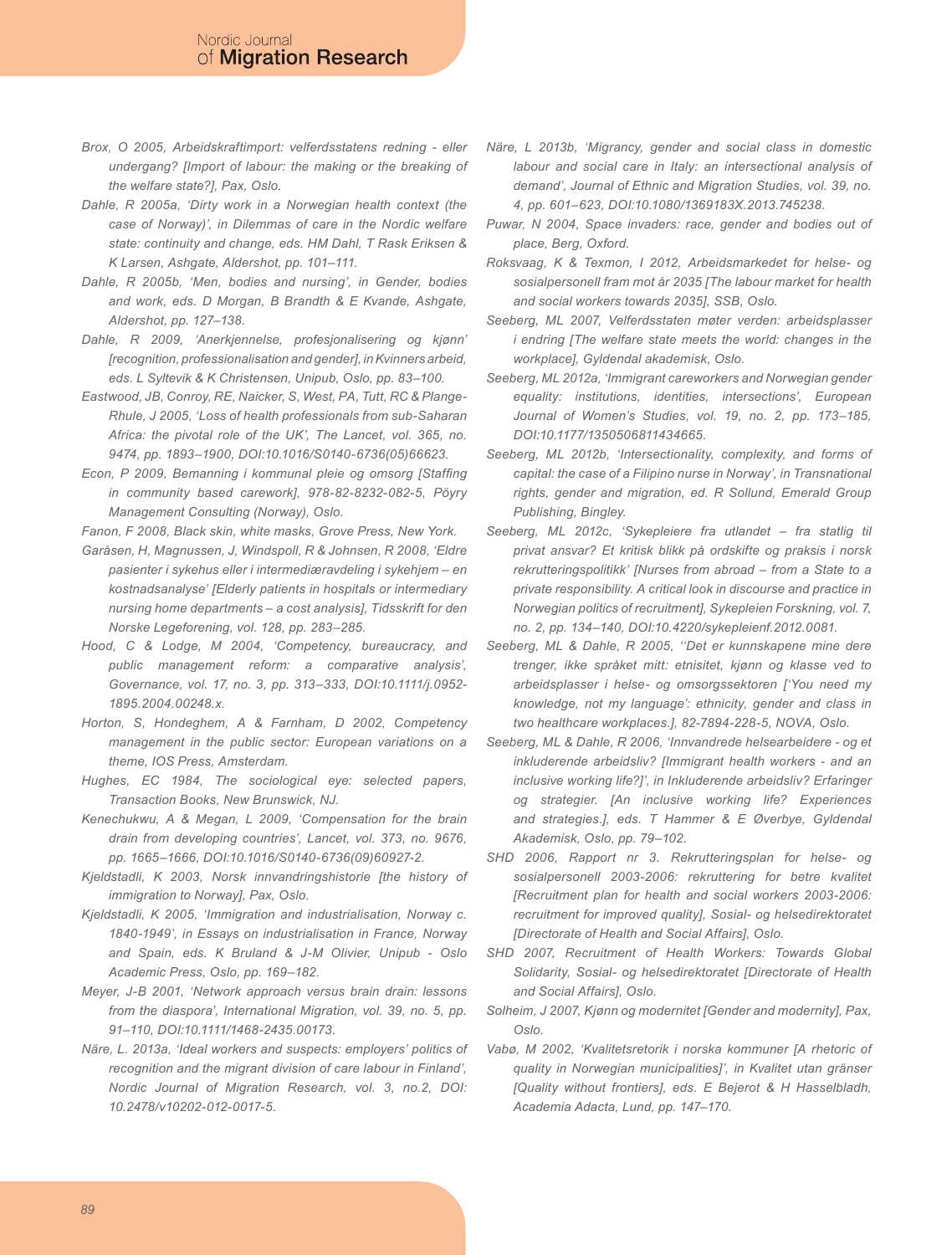*Brox, O 2005, Arbeidskraftimport: velferdsstatens redning - eller undergang? [Import of labour: the making or the breaking of the welfare state?], Pax, Oslo.*

*Dahle, R 2005a, 'Dirty work in a Norwegian health context (the case of Norway)', in Dilemmas of care in the Nordic welfare state: continuity and change, eds. HM Dahl, T Rask Eriksen & K Larsen, Ashgate, Aldershot, pp. 101–111.*

*Dahle, R 2005b, 'Men, bodies and nursing', in Gender, bodies and work, eds. D Morgan, B Brandth & E Kvande, Ashgate, Aldershot, pp. 127–138.*

*Dahle, R 2009, 'Anerkjennelse, profesjonalisering og kjønn' [recognition, professionalisation and gender], in Kvinners arbeid, eds. L Syltevik & K Christensen, Unipub, Oslo, pp. 83–100.*

*Eastwood, JB, Conroy, RE, Naicker, S, West, PA, Tutt, RC & Plange-Rhule, J 2005, 'Loss of health professionals from sub-Saharan Africa: the pivotal role of the UK', The Lancet, vol. 365, no. 9474, pp. 1893–1900, DOI:10.1016/S0140-6736(05)66623.*

*Econ, P 2009, Bemanning i kommunal pleie og omsorg [Staffing in community based carework], 978-82-8232-082-5, Pöyry Management Consulting (Norway), Oslo.*

*Fanon, F 2008, Black skin, white masks, Grove Press, New York.*

*Garåsen, H, Magnussen, J, Windspoll, R & Johnsen, R 2008, 'Eldre pasienter i sykehus eller i intermediæravdeling i sykehjem – en kostnadsanalyse' [Elderly patients in hospitals or intermediary nursing home departments – a cost analysis], Tidsskrift for den Norske Legeforening, vol. 128, pp. 283–285.*

*Hood, C & Lodge, M 2004, 'Competency, bureaucracy, and public management reform: a comparative analysis', Governance, vol. 17, no. 3, pp. 313–333, DOI:10.1111/j.0952-1895.2004.00248.x.*

*Horton, S, Hondeghem, A & Farnham, D 2002, Competency management in the public sector: European variations on a theme, IOS Press, Amsterdam.*

*Hughes, EC 1984, The sociological eye: selected papers, Transaction Books, New Brunswick, NJ.*

*Kenechukwu, A & Megan, L 2009, 'Compensation for the brain drain from developing countries', Lancet, vol. 373, no. 9676, pp. 1665–1666, DOI:10.1016/S0140-6736(09)60927-2.*

*Kjeldstadli, K 2003, Norsk innvandringshistorie [the history of immigration to Norway], Pax, Oslo.*

*Kjeldstadli, K 2005, 'Immigration and industrialisation, Norway c. 1840-1949', in Essays on industrialisation in France, Norway and Spain, eds. K Bruland & J-M Olivier, Unipub - Oslo Academic Press, Oslo, pp. 169–182.*

*Meyer, J-B 2001, 'Network approach versus brain drain: lessons from the diaspora', International Migration, vol. 39, no. 5, pp. 91–110, DOI:10.1111/1468-2435.00173.*

*Näre, L. 2013a, 'Ideal workers and suspects: employers' politics of recognition and the migrant division of care labour in Finland', Nordic Journal of Migration Research, vol. 3, no.2, DOI: 10.2478/v10202-012-0017-5.*

*Näre, L 2013b, 'Migrancy, gender and social class in domestic labour and social care in Italy: an intersectional analysis of demand', Journal of Ethnic and Migration Studies, vol. 39, no. 4, pp. 601–623, DOI:10.1080/1369183X.2013.745238.*

*Puwar, N 2004, Space invaders: race, gender and bodies out of place, Berg, Oxford.*

*Roksvaag, K & Texmon, I 2012, Arbeidsmarkedet for helse- og sosialpersonell fram mot år 2035 [The labour market for health and social workers towards 2035], SSB, Oslo.*

*Seeberg, ML 2007, Velferdsstaten møter verden: arbeidsplasser i endring [The welfare state meets the world: changes in the workplace], Gyldendal akademisk, Oslo.*

*Seeberg, ML 2012a, 'Immigrant careworkers and Norwegian gender equality: institutions, identities, intersections', European Journal of Women's Studies, vol. 19, no. 2, pp. 173–185, DOI:10.1177/1350506811434665.*

*Seeberg, ML 2012b, 'Intersectionality, complexity, and forms of capital: the case of a Filipino nurse in Norway', in Transnational rights, gender and migration, ed. R Sollund, Emerald Group Publishing, Bingley.*

*Seeberg, ML 2012c, 'Sykepleiere fra utlandet – fra statlig til privat ansvar? Et kritisk blikk på ordskifte og praksis i norsk rekrutteringspolitikk' [Nurses from abroad – from a State to a private responsibility. A critical look in discourse and practice in Norwegian politics of recruitment], Sykepleien Forskning, vol. 7, no. 2, pp. 134–140, DOI:10.4220/sykepleienf.2012.0081.*

*Seeberg, ML & Dahle, R 2005, ''Det er kunnskapene mine dere trenger, ikke språket mitt: etnisitet, kjønn og klasse ved to arbeidsplasser i helse- og omsorgssektoren ['You need my knowledge, not my language': ethnicity, gender and class in two healthcare workplaces.], 82-7894-228-5, NOVA, Oslo.*

*Seeberg, ML & Dahle, R 2006, 'Innvandrede helsearbeidere - og et inkluderende arbeidsliv? [Immigrant health workers - and an inclusive working life?]', in Inkluderende arbeidsliv? Erfaringer og strategier. [An inclusive working life? Experiences and strategies.], eds. T Hammer & E Øverbye, Gyldendal Akademisk, Oslo, pp. 79–102.*

*SHD 2006, Rapport nr 3. Rekrutteringsplan for helse- og sosialpersonell 2003-2006: rekruttering for betre kvalitet [Recruitment plan for health and social workers 2003-2006: recruitment for improved quality], Sosial- og helsedirektoratet [Directorate of Health and Social Affairs], Oslo.*

*SHD 2007, Recruitment of Health Workers: Towards Global Solidarity, Sosial- og helsedirektoratet [Directorate of Health and Social Affairs], Oslo.*

*Solheim, J 2007, Kjønn og modernitet [Gender and modernity], Pax, Oslo.*

*Vabø, M 2002, 'Kvalitetsretorik i norska kommuner [A rhetoric of quality in Norwegian municipalities]', in Kvalitet utan gränser [Quality without frontiers], eds. E Bejerot & H Hasselbladh, Academia Adacta, Lund, pp. 147–170.*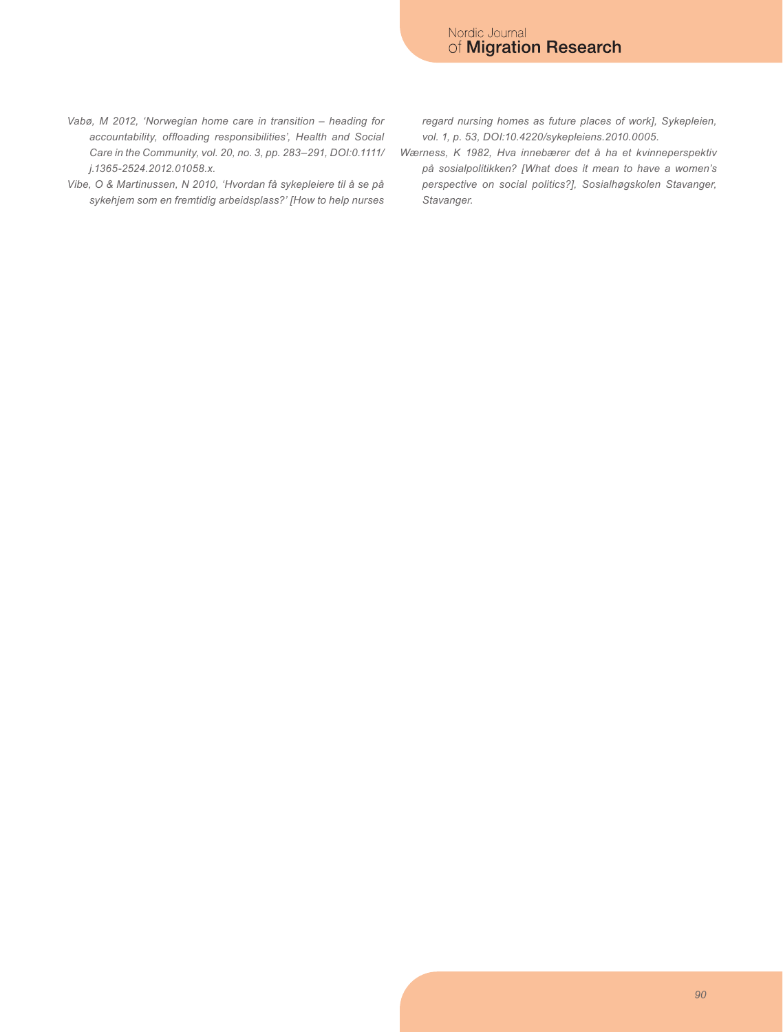*Vabø, M 2012, 'Norwegian home care in transition – heading for accountability, offloading responsibilities', Health and Social Care in the Community, vol. 20, no. 3, pp. 283–291, DOI:0.1111/j.1365-2524.2012.01058.x.*

*Vibe, O & Martinussen, N 2010, 'Hvordan få sykepleiere til å se på sykehjem som en fremtidig arbeidsplass?' [How to help nurses regard nursing homes as future places of work], Sykepleien, vol. 1, p. 53, DOI:10.4220/sykepleiens.2010.0005.*

*Wærness, K 1982, Hva innebærer det å ha et kvinneperspektiv på sosialpolitikken? [What does it mean to have a women's perspective on social politics?], Sosialhøgskolen Stavanger, Stavanger.*